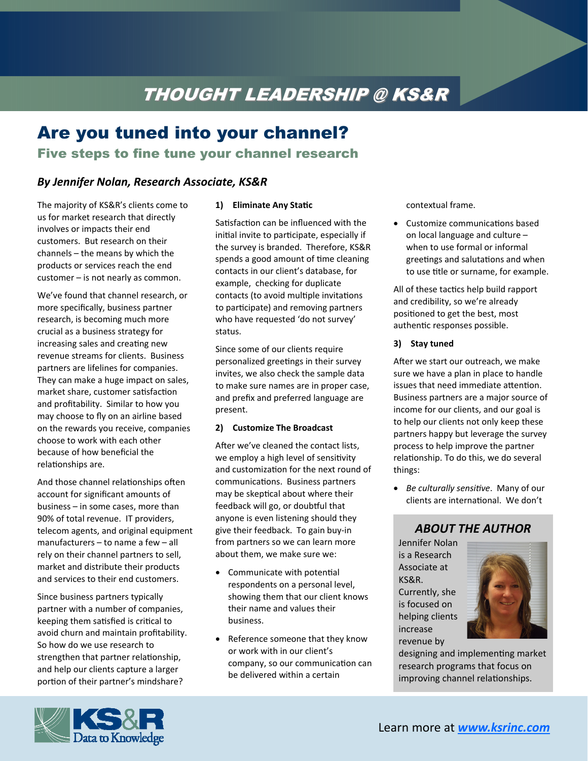THOUGHT LEADERSHIP @ KS&R

# Are you tuned into your channel?

## Five steps to fine tune your channel research

***By Jennifer Nolan, Research Associate, KS&R***

The majority of KS&R's clients come to us for market research that directly involves or impacts their end customers. But research on their channels – the means by which the products or services reach the end customer – is not nearly as common.

We've found that channel research, or more specifically, business partner research, is becoming much more crucial as a business strategy for increasing sales and creating new revenue streams for clients. Business partners are lifelines for companies. They can make a huge impact on sales, market share, customer satisfaction and profitability. Similar to how you may choose to fly on an airline based on the rewards you receive, companies choose to work with each other because of how beneficial the relationships are.

And those channel relationships often account for significant amounts of business – in some cases, more than 90% of total revenue. IT providers, telecom agents, and original equipment manufacturers – to name a few – all rely on their channel partners to sell, market and distribute their products and services to their end customers.

Since business partners typically partner with a number of companies, keeping them satisfied is critical to avoid churn and maintain profitability. So how do we use research to strengthen that partner relationship, and help our clients capture a larger portion of their partner's mindshare?

### 1) Eliminate Any Static

Satisfaction can be influenced with the initial invite to participate, especially if the survey is branded. Therefore, KS&R spends a good amount of time cleaning contacts in our client's database, for example, checking for duplicate contacts (to avoid multiple invitations to participate) and removing partners who have requested 'do not survey' status.

Since some of our clients require personalized greetings in their survey invites, we also check the sample data to make sure names are in proper case, and prefix and preferred language are present.

### 2) Customize The Broadcast

After we've cleaned the contact lists, we employ a high level of sensitivity and customization for the next round of communications. Business partners may be skeptical about where their feedback will go, or doubtful that anyone is even listening should they give their feedback. To gain buy-in from partners so we can learn more about them, we make sure we:

- Communicate with potential respondents on a personal level, showing them that our client knows their name and values their business.
- Reference someone that they know or work with in our client's company, so our communication can be delivered within a certain contextual frame.
- Customize communications based on local language and culture – when to use formal or informal greetings and salutations and when to use title or surname, for example.

All of these tactics help build rapport and credibility, so we're already positioned to get the best, most authentic responses possible.

### 3) Stay tuned

After we start our outreach, we make sure we have a plan in place to handle issues that need immediate attention. Business partners are a major source of income for our clients, and our goal is to help our clients not only keep these partners happy but leverage the survey process to help improve the partner relationship. To do this, we do several things:

- *Be culturally sensitive*. Many of our clients are international. We don't

### ABOUT THE AUTHOR

Jennifer Nolan is a Research Associate at KS&R. Currently, she is focused on helping clients increase revenue by designing and implementing market research programs that focus on improving channel relationships.

Learn more at [www.ksrinc.com](http://www.ksrinc.com)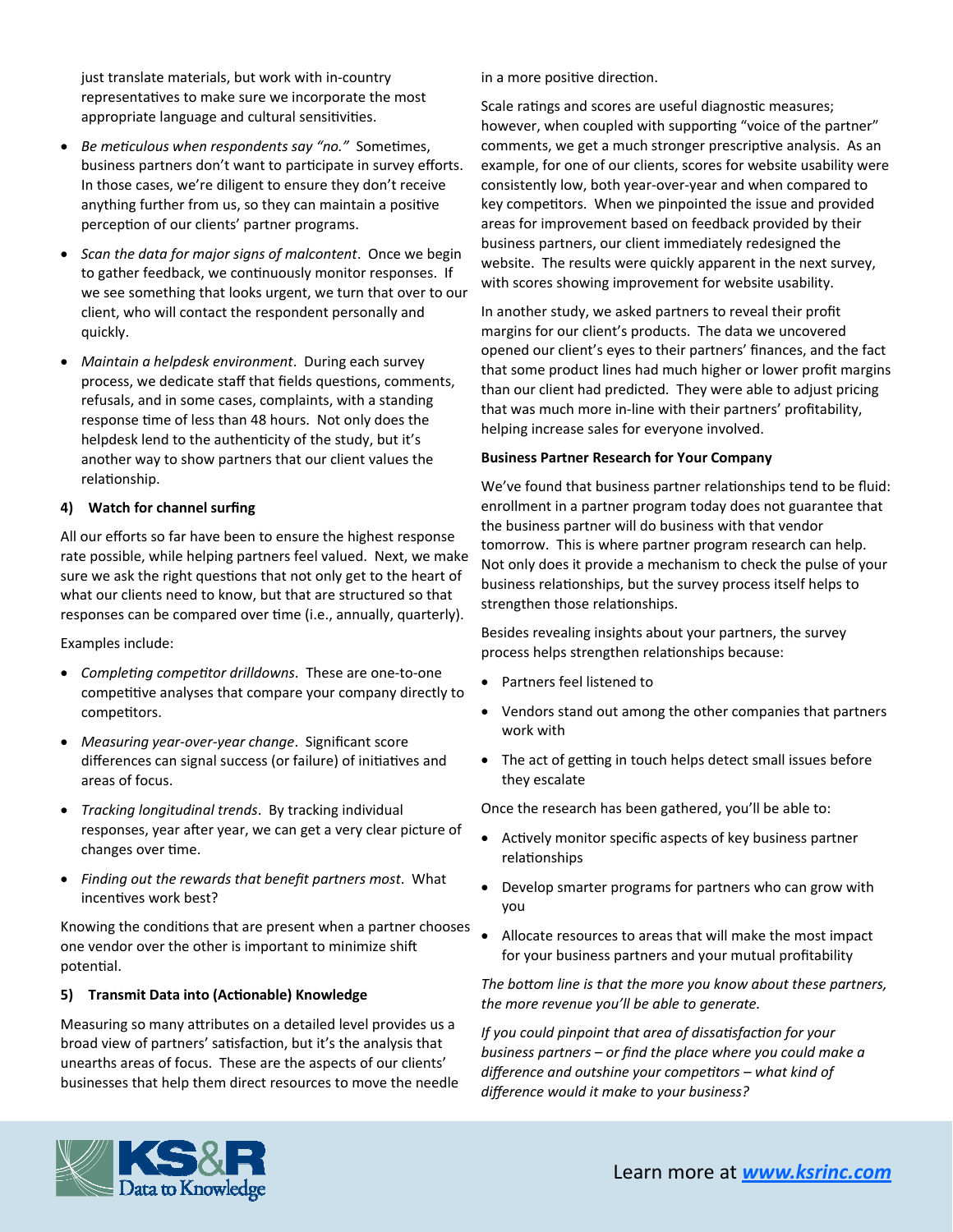just translate materials, but work with in-country representatives to make sure we incorporate the most appropriate language and cultural sensitivities.

- *Be meticulous when respondents say "no."* Sometimes, business partners don't want to participate in survey efforts. In those cases, we're diligent to ensure they don't receive anything further from us, so they can maintain a positive perception of our clients' partner programs.
- *Scan the data for major signs of malcontent*. Once we begin to gather feedback, we continuously monitor responses. If we see something that looks urgent, we turn that over to our client, who will contact the respondent personally and quickly.
- *Maintain a helpdesk environment*. During each survey process, we dedicate staff that fields questions, comments, refusals, and in some cases, complaints, with a standing response time of less than 48 hours. Not only does the helpdesk lend to the authenticity of the study, but it's another way to show partners that our client values the relationship.

**4) Watch for channel surfing**

All our efforts so far have been to ensure the highest response rate possible, while helping partners feel valued. Next, we make sure we ask the right questions that not only get to the heart of what our clients need to know, but that are structured so that responses can be compared over time (i.e., annually, quarterly).

Examples include:

- *Completing competitor drilldowns*. These are one-to-one competitive analyses that compare your company directly to competitors.
- *Measuring year-over-year change*. Significant score differences can signal success (or failure) of initiatives and areas of focus.
- *Tracking longitudinal trends*. By tracking individual responses, year after year, we can get a very clear picture of changes over time.
- *Finding out the rewards that benefit partners most*. What incentives work best?

Knowing the conditions that are present when a partner chooses one vendor over the other is important to minimize shift potential.

**5) Transmit Data into (Actionable) Knowledge**

Measuring so many attributes on a detailed level provides us a broad view of partners' satisfaction, but it's the analysis that unearths areas of focus. These are the aspects of our clients' businesses that help them direct resources to move the needle in a more positive direction.

Scale ratings and scores are useful diagnostic measures; however, when coupled with supporting "voice of the partner" comments, we get a much stronger prescriptive analysis. As an example, for one of our clients, scores for website usability were consistently low, both year-over-year and when compared to key competitors. When we pinpointed the issue and provided areas for improvement based on feedback provided by their business partners, our client immediately redesigned the website. The results were quickly apparent in the next survey, with scores showing improvement for website usability.

In another study, we asked partners to reveal their profit margins for our client's products. The data we uncovered opened our client's eyes to their partners' finances, and the fact that some product lines had much higher or lower profit margins than our client had predicted. They were able to adjust pricing that was much more in-line with their partners' profitability, helping increase sales for everyone involved.

**Business Partner Research for Your Company**

We've found that business partner relationships tend to be fluid: enrollment in a partner program today does not guarantee that the business partner will do business with that vendor tomorrow. This is where partner program research can help. Not only does it provide a mechanism to check the pulse of your business relationships, but the survey process itself helps to strengthen those relationships.

Besides revealing insights about your partners, the survey process helps strengthen relationships because:

- Partners feel listened to
- Vendors stand out among the other companies that partners work with
- The act of getting in touch helps detect small issues before they escalate

Once the research has been gathered, you'll be able to:

- Actively monitor specific aspects of key business partner relationships
- Develop smarter programs for partners who can grow with you
- Allocate resources to areas that will make the most impact for your business partners and your mutual profitability

*The bottom line is that the more you know about these partners, the more revenue you'll be able to generate.*

*If you could pinpoint that area of dissatisfaction for your business partners – or find the place where you could make a difference and outshine your competitors – what kind of difference would it make to your business?*

KS&R Data to Knowledge

Learn more at [www.ksrinc.com](http://www.ksrinc.com)